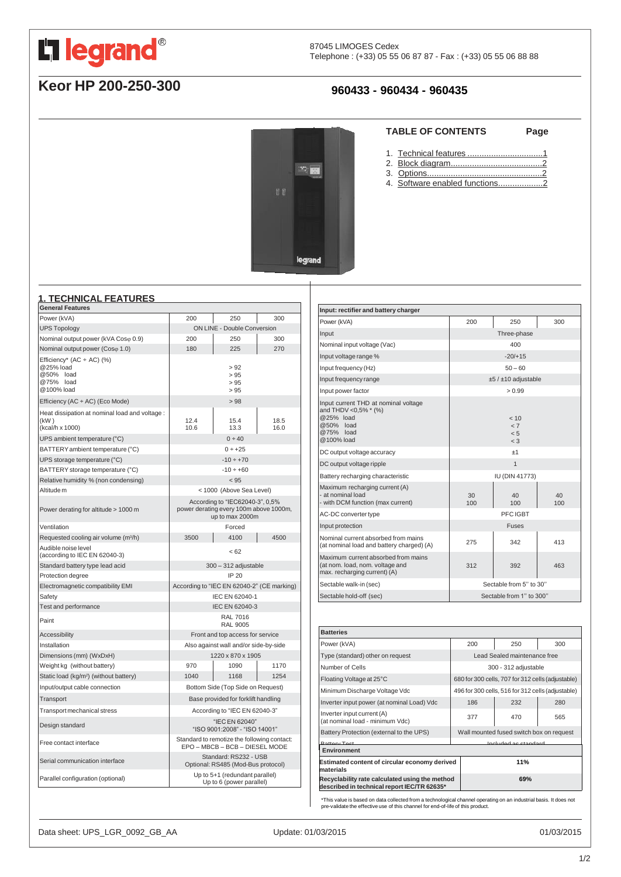legrand®

87045 LIMOGES Cedex
Telephone : (+33) 05 55 06 87 87 - Fax : (+33) 05 55 06 88 88

# Keor HP 200-250-300

## 960433 - 960434 - 960435

**TABLE OF CONTENTS** **Page**

1. Technical features ................................1
2. Block diagram.......................................2
3. Options..................................................2
4. Software enabled functions...................2

## 1. TECHNICAL FEATURES

| General Features | | | |
|---|---|---|---|
| Power (kVA) | 200 | 250 | 300 |
| UPS Topology | ON LINE - Double Conversion | | |
| Nominal output power (kVA Cosφ 0.9) | 200 | 250 | 300 |
| Nominal output power (Cosφ 1.0) | 180 | 225 | 270 |
| Efficiency* (AC ÷ AC) (%)<br>@25% load<br>@50% load<br>@75% load<br>@100% load | > 92<br>> 95<br>> 95<br>> 95 | | |
| Efficiency (AC ÷ AC) (Eco Mode) | > 98 | | |
| Heat dissipation at nominal load and voltage :<br>(kW )<br>(kcal/h x 1000) | 12.4<br>10.6 | 15.4<br>13.3 | 18.5<br>16.0 |
| UPS ambient temperature (°C) | 0 ÷ 40 | | |
| BATTERY ambient temperature (°C) | 0 ÷ +25 | | |
| UPS storage temperature (°C) | -10 ÷ +70 | | |
| BATTERY storage temperature (°C) | -10 ÷ +60 | | |
| Relative humidity % (non condensing) | < 95 | | |
| Altitude m | < 1000 (Above Sea Level) | | |
| Power derating for altitude > 1000 m | According to "IEC62040-3", 0,5% power derating every 100m above 1000m, up to max 2000m | | |
| Ventilation | Forced | | |
| Requested cooling air volume (m³/h) | 3500 | 4100 | 4500 |
| Audible noise level<br>(according to IEC EN 62040-3) | < 62 | | |
| Standard battery type lead acid | 300 – 312 adjustable | | |
| Protection degree | IP 20 | | |
| Electromagnetic compatibility EMI | According to "IEC EN 62040-2" (CE marking) | | |
| Safety | IEC EN 62040-1 | | |
| Test and performance | IEC EN 62040-3 | | |
| Paint | RAL 7016<br>RAL 9005 | | |
| Accessibility | Front and top access for service | | |
| Installation | Also against wall and/or side-by-side | | |
| Dimensions (mm) (WxDxH) | 1220 x 870 x 1905 | | |
| Weight kg (without battery) | 970 | 1090 | 1170 |
| Static load (kg/m²) (without battery) | 1040 | 1168 | 1254 |
| Input/output cable connection | Bottom Side (Top Side on Request) | | |
| Transport | Base provided for forklift handling | | |
| Transport mechanical stress | According to "IEC EN 62040-3" | | |
| Design standard | "IEC EN 62040"<br>"ISO 9001:2008" - "ISO 14001" | | |
| Free contact interface | Standard to remotize the following contact:<br>EPO – MBCB – BCB – DIESEL MODE | | |
| Serial communication interface | Standard: RS232 - USB<br>Optional: RS485 (Mod-Bus protocol) | | |
| Parallel configuration (optional) | Up to 5+1 (redundant parallel)<br>Up to 6 (power parallel) | | |

| Input: rectifier and battery charger | | | |
|---|---|---|---|
| Power (kVA) | 200 | 250 | 300 |
| Input | Three-phase | | |
| Nominal input voltage (Vac) | 400 | | |
| Input voltage range % | -20/+15 | | |
| Input frequency (Hz) | 50 – 60 | | |
| Input frequency range | ±5 / ±10 adjustable | | |
| Input power factor | > 0.99 | | |
| Input current THD at nominal voltage and THDV <0,5% * (%)<br>@25% load<br>@50% load<br>@75% load<br>@100% load | < 10<br>< 7<br>< 5<br>< 3 | | |
| DC output voltage accuracy | ±1 | | |
| DC output voltage ripple | 1 | | |
| Battery recharging characteristic | IU (DIN 41773) | | |
| Maximum recharging current (A)<br>- at nominal load<br>- with DCM function (max current) | 30<br>100 | 40<br>100 | 40<br>100 |
| AC-DC converter type | PFC IGBT | | |
| Input protection | Fuses | | |
| Nominal current absorbed from mains<br>(at nominal load and battery charged) (A) | 275 | 342 | 413 |
| Maximum current absorbed from mains<br>(at nom. load, nom. voltage and max. recharging current) (A) | 312 | 392 | 463 |
| Sectable walk-in (sec) | Sectable from 5'' to 30'' | | |
| Sectable hold-off (sec) | Sectable from 1'' to 300'' | | |

| Batteries | | | |
|---|---|---|---|
| Power (kVA) | 200 | 250 | 300 |
| Type (standard) other on request | Lead Sealed maintenance free | | |
| Number of Cells | 300 - 312 adjustable | | |
| Floating Voltage at 25°C | 680 for 300 cells, 707 for 312 cells (adjustable) | | |
| Minimum Discharge Voltage Vdc | 496 for 300 cells, 516 for 312 cells (adjustable) | | |
| Inverter input power (at nominal Load) Vdc | 186 | 232 | 280 |
| Inverter input current (A)<br>(at nominal load - minimum Vdc) | 377 | 470 | 565 |
| Battery Protection (external to the UPS) | Wall mounted fused switch box on request | | |
| Battery Test | Included as standard | | |

| Environment | |
|---|---|
| **Estimated content of circular economy derived materials** | **11%** |
| **Recyclability rate calculated using the method described in technical report IEC/TR 62635*** | **69%** |

*This value is based on data collected from a technological channel operating on an industrial basis. It does not pre-validate the effective use of this channel for end-of-life of this product.

Data sheet: UPS_LGR_0092_GB_AA Update: 01/03/2015 01/03/2015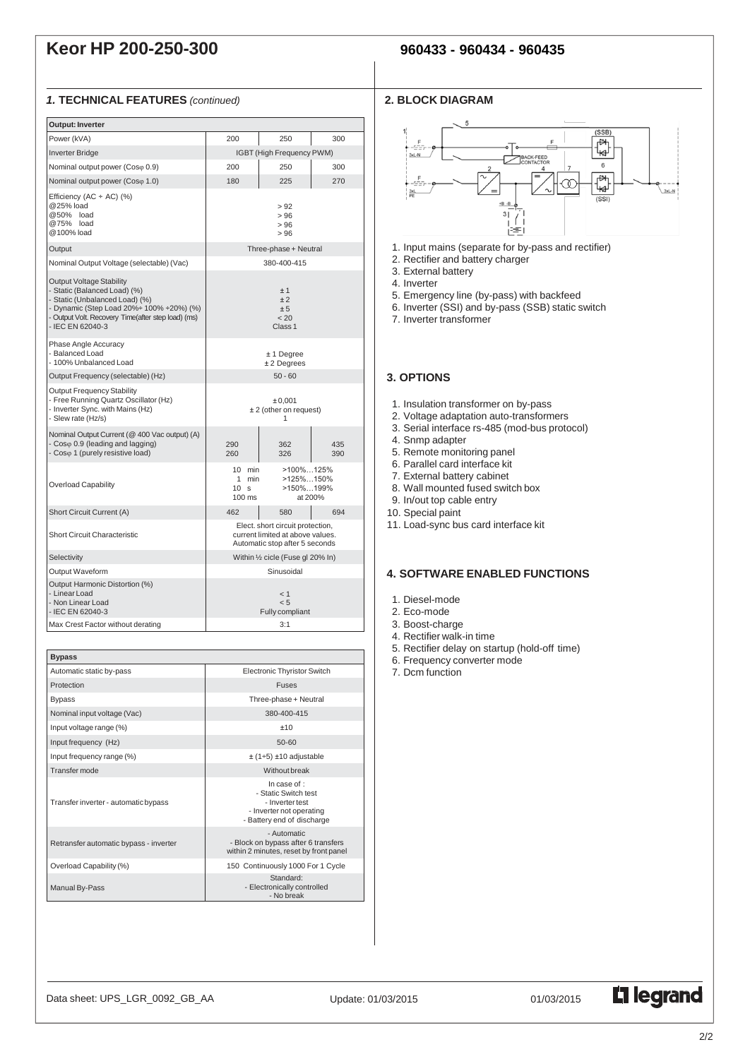# Keor HP 200-250-300

## 960433 - 960434 - 960435

### 1. TECHNICAL FEATURES *(continued)*

| Output: Inverter | | | |
|---|---|---|---|
| Power (kVA) | 200 | 250 | 300 |
| Inverter Bridge | IGBT (High Frequency PWM) | | |
| Nominal output power (Cosφ 0.9) | 200 | 250 | 300 |
| Nominal output power (Cosφ 1.0) | 180 | 225 | 270 |
| Efficiency (AC ÷ AC) (%)<br>@25% load<br>@50% load<br>@75% load<br>@100% load | <br>> 92<br>> 96<br>> 96<br>> 96 | | |
| Output | Three-phase + Neutral | | |
| Nominal Output Voltage (selectable) (Vac) | 380-400-415 | | |
| Output Voltage Stability<br>- Static (Balanced Load) (%)<br>- Static (Unbalanced Load) (%)<br>- Dynamic (Step Load 20%÷ 100% ÷20%) (%)<br>- Output Volt. Recovery Time(after step load) (ms)<br>- IEC EN 62040-3 | <br>± 1<br>± 2<br>± 5<br>< 20<br>Class 1 | | |
| Phase Angle Accuracy<br>- Balanced Load<br>- 100% Unbalanced Load | <br>± 1 Degree<br>± 2 Degrees | | |
| Output Frequency (selectable) (Hz) | 50 - 60 | | |
| Output Frequency Stability<br>- Free Running Quartz Oscillator (Hz)<br>- Inverter Sync. with Mains (Hz)<br>- Slew rate (Hz/s) | <br>± 0,001<br>± 2 (other on request)<br>1 | | |
| Nominal Output Current (@ 400 Vac output) (A)<br>- Cosφ 0.9 (leading and lagging)<br>- Cosφ 1 (purely resistive load) | <br>290<br>260 | <br>362<br>326 | <br>435<br>390 |
| Overload Capability | 10 min >100%…125%<br>1 min >125%…150%<br>10 s >150%…199%<br>100 ms at 200% | | |
| Short Circuit Current (A) | 462 | 580 | 694 |
| Short Circuit Characteristic | Elect. short circuit protection, current limited at above values. Automatic stop after 5 seconds | | |
| Selectivity | Within ½ cicle (Fuse gl 20% In) | | |
| Output Waveform | Sinusoidal | | |
| Output Harmonic Distortion (%)<br>- Linear Load<br>- Non Linear Load<br>- IEC EN 62040-3 | <br>< 1<br>< 5<br>Fully compliant | | |
| Max Crest Factor without derating | 3:1 | | |

| Bypass | |
|---|---|
| Automatic static by-pass | Electronic Thyristor Switch |
| Protection | Fuses |
| Bypass | Three-phase + Neutral |
| Nominal input voltage (Vac) | 380-400-415 |
| Input voltage range (%) | ±10 |
| Input frequency (Hz) | 50-60 |
| Input frequency range (%) | ± (1÷5) ±10 adjustable |
| Transfer mode | Without break |
| Transfer inverter - automatic bypass | In case of :<br>- Static Switch test<br>- Inverter test<br>- Inverter not operating<br>- Battery end of discharge |
| Retransfer automatic bypass - inverter | - Automatic<br>- Block on bypass after 6 transfers within 2 minutes, reset by front panel |
| Overload Capability (%) | 150 Continuously 1000 For 1 Cycle |
| Manual By-Pass | Standard:<br>- Electronically controlled<br>- No break |

### 2. BLOCK DIAGRAM

1. Input mains (separate for by-pass and rectifier)
2. Rectifier and battery charger
3. External battery
4. Inverter
5. Emergency line (by-pass) with backfeed
6. Inverter (SSI) and by-pass (SSB) static switch
7. Inverter transformer

### 3. OPTIONS

1. Insulation transformer on by-pass
2. Voltage adaptation auto-transformers
3. Serial interface rs-485 (mod-bus protocol)
4. Snmp adapter
5. Remote monitoring panel
6. Parallel card interface kit
7. External battery cabinet
8. Wall mounted fused switch box
9. In/out top cable entry
10. Special paint
11. Load-sync bus card interface kit

### 4. SOFTWARE ENABLED FUNCTIONS

1. Diesel-mode
2. Eco-mode
3. Boost-charge
4. Rectifier walk-in time
5. Rectifier delay on startup (hold-off time)
6. Frequency converter mode
7. Dcm function

Data sheet: UPS_LGR_0092_GB_AA Update: 01/03/2015 01/03/2015